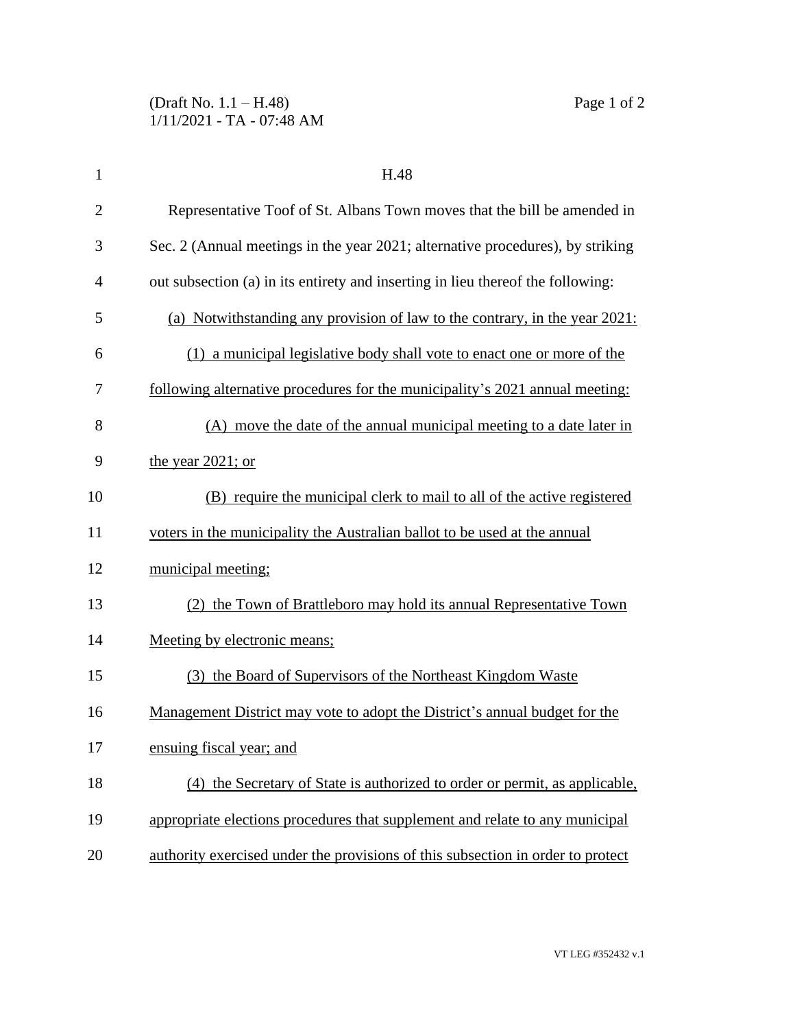H.48

Representative Toof of St. Albans Town moves that the bill be amended in Sec. 2 (Annual meetings in the year 2021; alternative procedures), by striking out subsection (a) in its entirety and inserting in lieu thereof the following:

(a) Notwithstanding any provision of law to the contrary, in the year 2021:

(1) a municipal legislative body shall vote to enact one or more of the following alternative procedures for the municipality's 2021 annual meeting:

(A) move the date of the annual municipal meeting to a date later in the year 2021; or

(B) require the municipal clerk to mail to all of the active registered voters in the municipality the Australian ballot to be used at the annual municipal meeting;

(2) the Town of Brattleboro may hold its annual Representative Town Meeting by electronic means;

(3) the Board of Supervisors of the Northeast Kingdom Waste Management District may vote to adopt the District's annual budget for the ensuing fiscal year; and

(4) the Secretary of State is authorized to order or permit, as applicable, appropriate elections procedures that supplement and relate to any municipal authority exercised under the provisions of this subsection in order to protect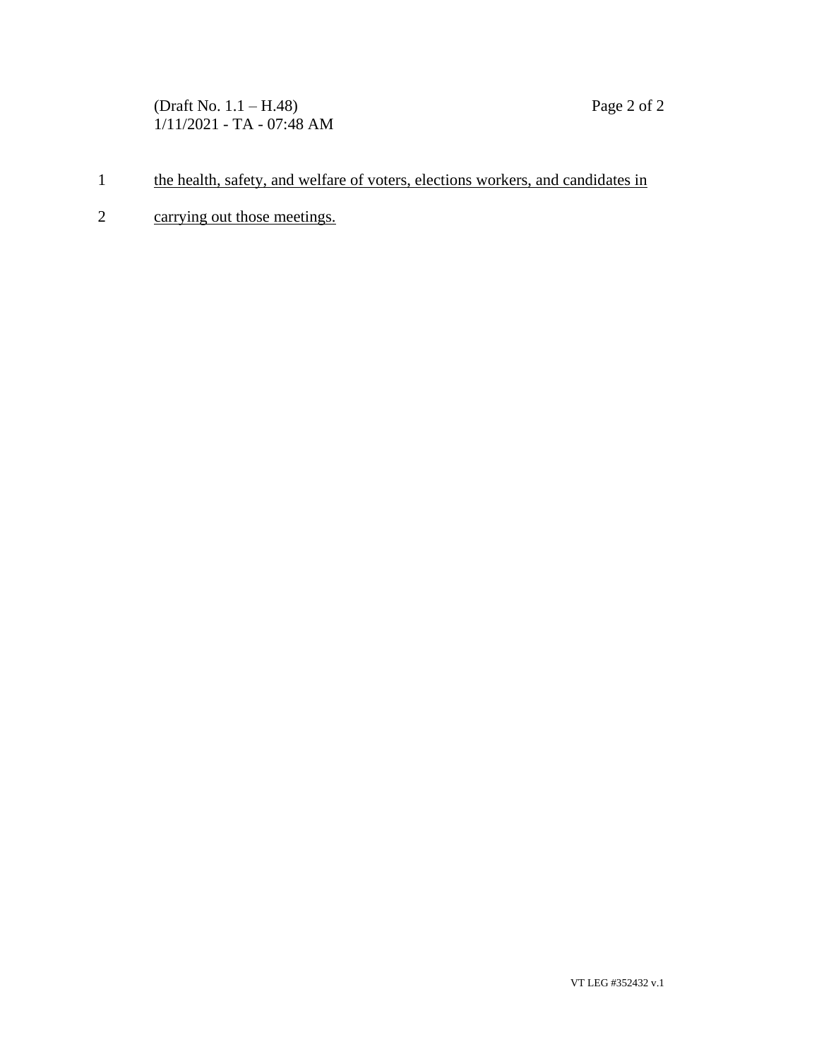the health, safety, and welfare of voters, elections workers, and candidates in carrying out those meetings.